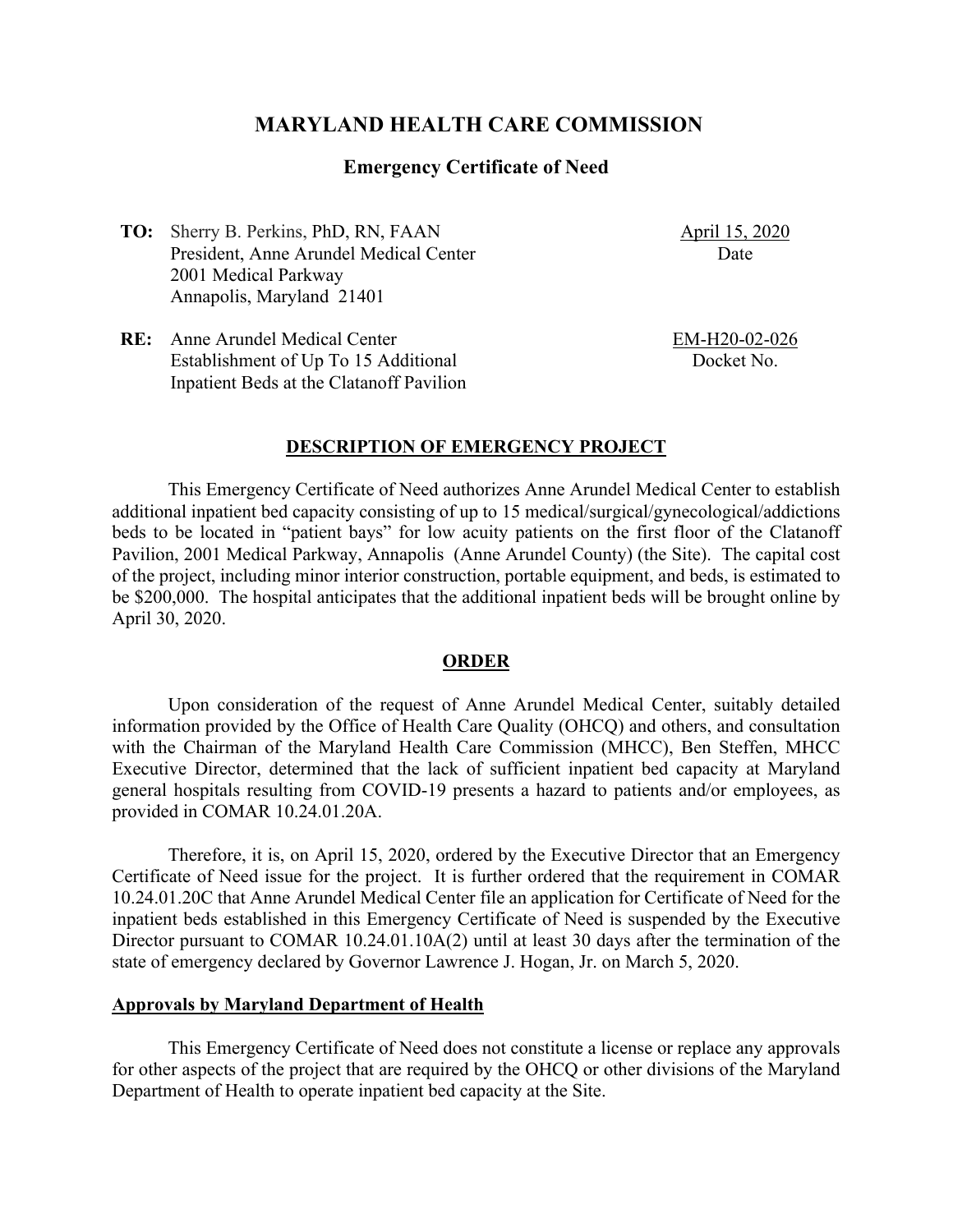# MARYLAND HEALTH CARE COMMISSION

## Emergency Certificate of Need

**TO:** Sherry B. Perkins, PhD, RN, FAAN
President, Anne Arundel Medical Center
2001 Medical Parkway
Annapolis, Maryland 21401

April 15, 2020
Date

**RE:** Anne Arundel Medical Center
Establishment of Up To 15 Additional
Inpatient Beds at the Clatanoff Pavilion

EM-H20-02-026
Docket No.

### DESCRIPTION OF EMERGENCY PROJECT

This Emergency Certificate of Need authorizes Anne Arundel Medical Center to establish additional inpatient bed capacity consisting of up to 15 medical/surgical/gynecological/addictions beds to be located in "patient bays" for low acuity patients on the first floor of the Clatanoff Pavilion, 2001 Medical Parkway, Annapolis (Anne Arundel County) (the Site). The capital cost of the project, including minor interior construction, portable equipment, and beds, is estimated to be $200,000. The hospital anticipates that the additional inpatient beds will be brought online by April 30, 2020.

### ORDER

Upon consideration of the request of Anne Arundel Medical Center, suitably detailed information provided by the Office of Health Care Quality (OHCQ) and others, and consultation with the Chairman of the Maryland Health Care Commission (MHCC), Ben Steffen, MHCC Executive Director, determined that the lack of sufficient inpatient bed capacity at Maryland general hospitals resulting from COVID-19 presents a hazard to patients and/or employees, as provided in COMAR 10.24.01.20A.

Therefore, it is, on April 15, 2020, ordered by the Executive Director that an Emergency Certificate of Need issue for the project. It is further ordered that the requirement in COMAR 10.24.01.20C that Anne Arundel Medical Center file an application for Certificate of Need for the inpatient beds established in this Emergency Certificate of Need is suspended by the Executive Director pursuant to COMAR 10.24.01.10A(2) until at least 30 days after the termination of the state of emergency declared by Governor Lawrence J. Hogan, Jr. on March 5, 2020.

**Approvals by Maryland Department of Health**

This Emergency Certificate of Need does not constitute a license or replace any approvals for other aspects of the project that are required by the OHCQ or other divisions of the Maryland Department of Health to operate inpatient bed capacity at the Site.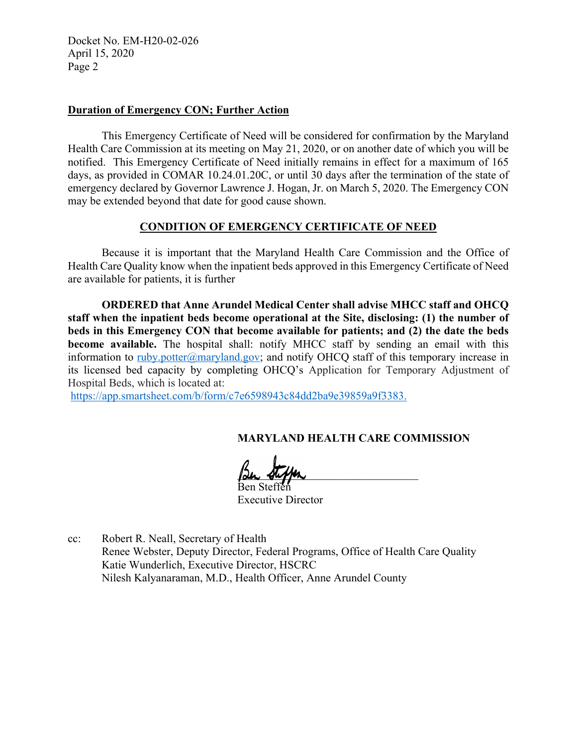## Duration of Emergency CON; Further Action

This Emergency Certificate of Need will be considered for confirmation by the Maryland Health Care Commission at its meeting on May 21, 2020, or on another date of which you will be notified. This Emergency Certificate of Need initially remains in effect for a maximum of 165 days, as provided in COMAR 10.24.01.20C, or until 30 days after the termination of the state of emergency declared by Governor Lawrence J. Hogan, Jr. on March 5, 2020. The Emergency CON may be extended beyond that date for good cause shown.

## CONDITION OF EMERGENCY CERTIFICATE OF NEED

Because it is important that the Maryland Health Care Commission and the Office of Health Care Quality know when the inpatient beds approved in this Emergency Certificate of Need are available for patients, it is further

**ORDERED that Anne Arundel Medical Center shall advise MHCC staff and OHCQ staff when the inpatient beds become operational at the Site, disclosing: (1) the number of beds in this Emergency CON that become available for patients; and (2) the date the beds become available.** The hospital shall: notify MHCC staff by sending an email with this information to ruby.potter@maryland.gov; and notify OHCQ staff of this temporary increase in its licensed bed capacity by completing OHCQ's Application for Temporary Adjustment of Hospital Beds, which is located at:
https://app.smartsheet.com/b/form/c7e6598943c84dd2ba9e39859a9f3383.

**MARYLAND HEALTH CARE COMMISSION**

Ben Steffen
Executive Director

cc: Robert R. Neall, Secretary of Health
Renee Webster, Deputy Director, Federal Programs, Office of Health Care Quality
Katie Wunderlich, Executive Director, HSCRC
Nilesh Kalyanaraman, M.D., Health Officer, Anne Arundel County